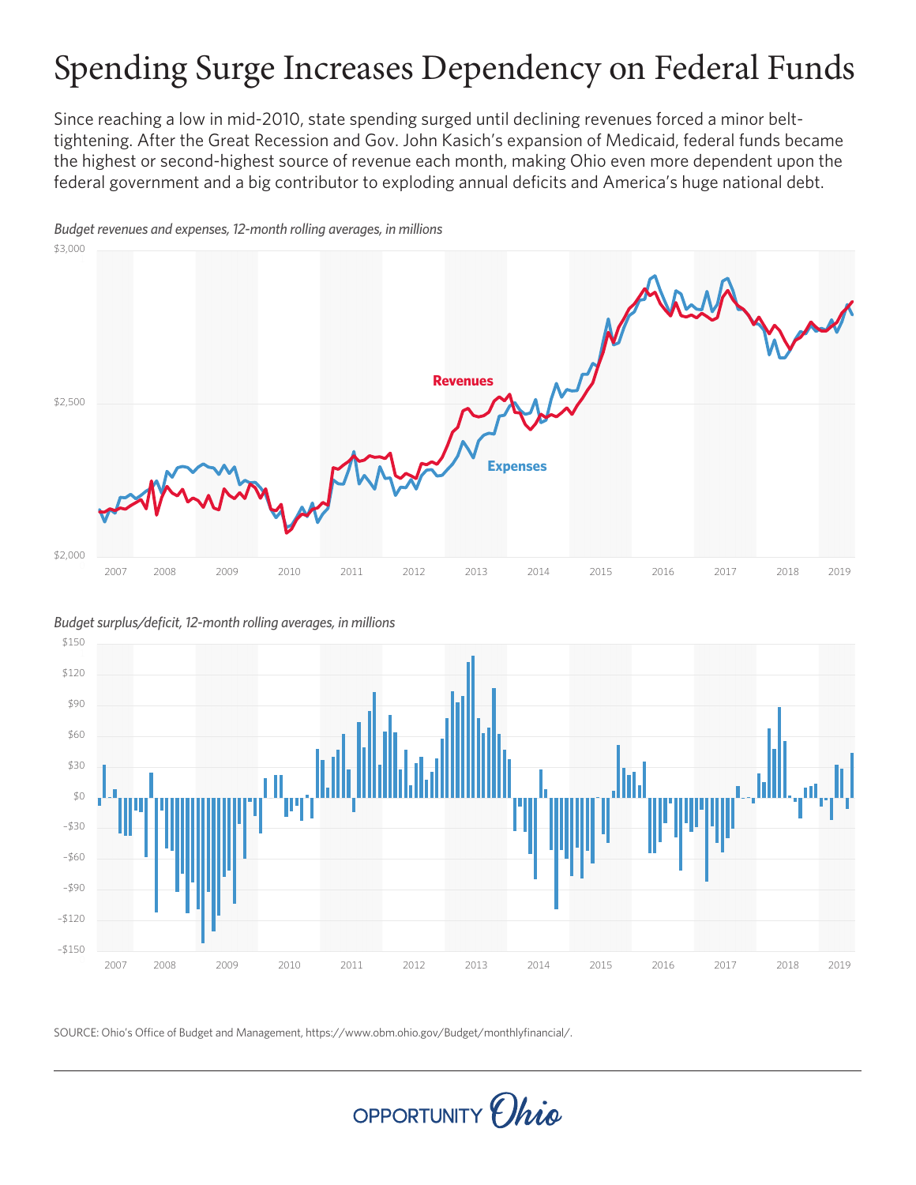# Spending Surge Increases Dependency on Federal Funds

Since reaching a low in mid-2010, state spending surged until declining revenues forced a minor belt-tightening. After the Great Recession and Gov. John Kasich's expansion of Medicaid, federal funds became the highest or second-highest source of revenue each month, making Ohio even more dependent upon the federal government and a big contributor to exploding annual deficits and America's huge national debt.

*Budget revenues and expenses, 12-month rolling averages, in millions*

*Budget surplus/deficit, 12-month rolling averages, in millions*

SOURCE: Ohio's Office of Budget and Management, https://www.obm.ohio.gov/Budget/monthlyfinancial/.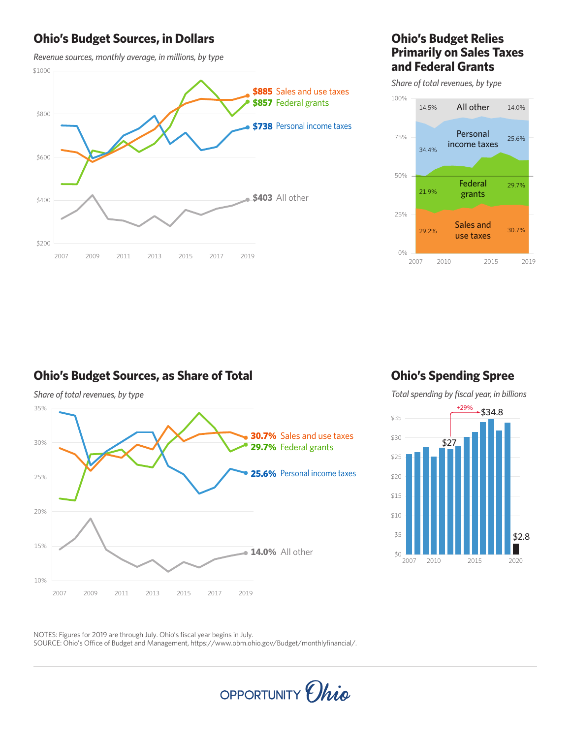## Ohio's Budget Sources, in Dollars

*Revenue sources, monthly average, in millions, by type*

$1000
$800
$600
$400
$200

2007 2009 2011 2013 2015 2017 2019

**$885** Sales and use taxes
**$857** Federal grants
**$738** Personal income taxes
**$403** All other

## Ohio's Budget Relies Primarily on Sales Taxes and Federal Grants

*Share of total revenues, by type*

100%
75%
50%
25%
0%

2007 2010 2015 2019

All other: 14.5% / 14.0%
Personal income taxes: 34.4% / 25.6%
Federal grants: 21.9% / 29.7%
Sales and use taxes: 29.2% / 30.7%

## Ohio's Budget Sources, as Share of Total

*Share of total revenues, by type*

35%
30%
25%
20%
15%
10%

2007 2009 2011 2013 2015 2017 2019

**30.7%** Sales and use taxes
**29.7%** Federal grants
**25.6%** Personal income taxes
**14.0%** All other

## Ohio's Spending Spree

*Total spending by fiscal year, in billions*

$35
$30
$25
$20
$15
$10
$5
$0

2007 2010 2015 2020

$27
+29%
$34.8
$2.8

NOTES: Figures for 2019 are through July. Ohio's fiscal year begins in July.
SOURCE: Ohio's Office of Budget and Management, https://www.obm.ohio.gov/Budget/monthlyfinancial/.

OPPORTUNITY Ohio